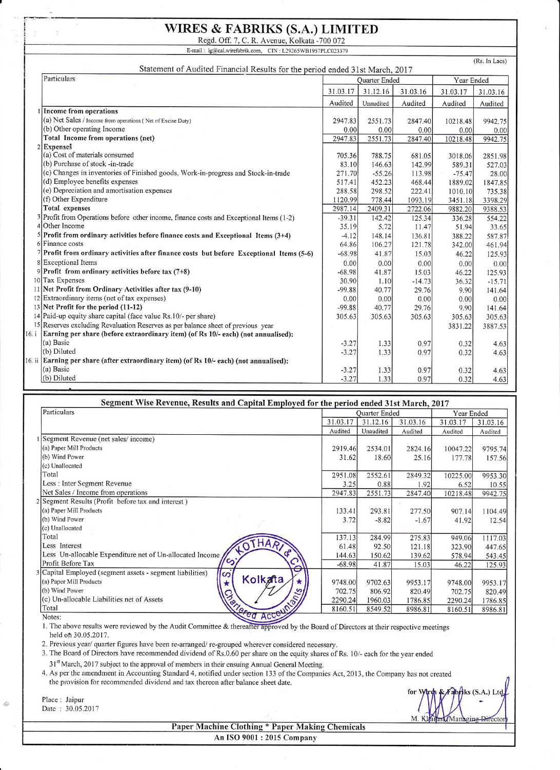# WIRES & FABRIKS (S.A.) LIMITED

Regd. Off. 7, C. R. Avenue, Kolkata -700 072

E-mail : ig@cal.wirefabrik.com, CIN : L29265WB1957PLC023379

(Rs. In Lacs)

## Statement of Audited Financial Results for the period ended 31st March, 2017

| | Particulars | Quarter Ended | | | Year Ended | |
|---|---|---|---|---|---|---|
| | | 31.03.17 | 31.12.16 | 31.03.16 | 31.03.17 | 31.03.16 |
| | | Audited | Unaudited | Audited | Audited | Audited |
| 1 | **Income from operations** | | | | | |
| | (a) Net Sales / Income from operations ( Net of Excise Duty) | 2947.83 | 2551.73 | 2847.40 | 10218.48 | 9942.75 |
| | (b) Other operating Income | 0.00 | 0.00 | 0.00 | 0.00 | 0.00 |
| | **Total Income from operations (net)** | 2947.83 | 2551.73 | 2847.40 | 10218.48 | 9942.75 |
| 2 | **Expenses** | | | | | |
| | (a) Cost of materials consumed | 705.36 | 788.75 | 681.05 | 3018.06 | 2851.98 |
| | (b) Purchase of stock -in-trade | 83.10 | 146.63 | 142.99 | 589.31 | 527.03 |
| | (c) Changes in inventories of Finished goods, Work-in-progress and Stock-in-trade | 271.70 | -55.26 | 113.98 | -75.47 | 28.00 |
| | (d) Employee benefits expenses | 517.41 | 452.23 | 468.44 | 1889.02 | 1847.85 |
| | (e) Depreciation and amortisation expenses | 288.58 | 298.52 | 222.41 | 1010.10 | 735.38 |
| | (f) Other Expenditure | 1120.99 | 778.44 | 1093.19 | 3451.18 | 3398.29 |
| | **Total expenses** | 2987.14 | 2409.31 | 2722.06 | 9882.20 | 9388.53 |
| 3 | Profit from Operations before other income, finance costs and Exceptional Items (1-2) | -39.31 | 142.42 | 125.34 | 336.28 | 554.22 |
| 4 | Other Income | 35.19 | 5.72 | 11.47 | 51.94 | 33.65 |
| 5 | **Profit from ordinary activities before finance costs and Exceptional Items (3+4)** | -4.12 | 148.14 | 136.81 | 388.22 | 587.87 |
| 6 | Finance costs | 64.86 | 106.27 | 121.78 | 342.00 | 461.94 |
| 7 | **Profit from ordinary activities after finance costs but before Exceptional Items (5-6)** | -68.98 | 41.87 | 15.03 | 46.22 | 125.93 |
| 8 | Exceptional Items | 0.00 | 0.00 | 0.00 | 0.00 | 0.00 |
| 9 | **Profit from ordinary activities before tax (7+8)** | -68.98 | 41.87 | 15.03 | 46.22 | 125.93 |
| 10 | Tax Expenses | 30.90 | 1.10 | -14.73 | 36.32 | -15.71 |
| 11 | **Net Profit from Ordinary Activities after tax (9-10)** | -99.88 | 40.77 | 29.76 | 9.90 | 141.64 |
| 12 | Extraordinary items (net of tax expenses) | 0.00 | 0.00 | 0.00 | 0.00 | 0.00 |
| 13 | **Net Profit for the period (11-12)** | -99.88 | 40.77 | 29.76 | 9.90 | 141.64 |
| 14 | Paid-up equity share capital (face value Rs.10/- per share) | 305.63 | 305.63 | 305.63 | 305.63 | 305.63 |
| 15 | Reserves excluding Revaluation Reserves as per balance sheet of previous year | | | | 3831.22 | 3887.53 |
| 16. i | **Earning per share (before extraordinary item) (of Rs 10/- each) (not annualised):** | | | | | |
| | (a) Basic | -3.27 | 1.33 | 0.97 | 0.32 | 4.63 |
| | (b) Diluted | -3.27 | 1.33 | 0.97 | 0.32 | 4.63 |
| 16. ii | **Earning per share (after extraordinary item) (of Rs 10/- each) (not annualised):** | | | | | |
| | (a) Basic | -3.27 | 1.33 | 0.97 | 0.32 | 4.63 |
| | (b) Diluted | -3.27 | 1.33 | 0.97 | 0.32 | 4.63 |

## Segment Wise Revenue, Results and Capital Employed for the period ended 31st March, 2017

| | Particulars | Quarter Ended | | | Year Ended | |
|---|---|---|---|---|---|---|
| | | 31.03.17 | 31.12.16 | 31.03.16 | 31.03.17 | 31.03.16 |
| | | Audited | Unaudited | Audited | Audited | Audited |
| 1 | Segment Revenue (net sales/ income) | | | | | |
| | (a) Paper Mill Products | 2919.46 | 2534.01 | 2824.16 | 10047.22 | 9795.74 |
| | (b) Wind Power | 31.62 | 18.60 | 25.16 | 177.78 | 157.56 |
| | (c) Unallocated | | | | | |
| | Total | 2951.08 | 2552.61 | 2849.32 | 10225.00 | 9953.30 |
| | Less : Inter Segment Revenue | 3.25 | 0.88 | 1.92 | 6.52 | 10.55 |
| | Net Sales / Income from operations | 2947.83 | 2551.73 | 2847.40 | 10218.48 | 9942.75 |
| 2 | Segment Results (Profit before tax and interest ) | | | | | |
| | (a) Paper Mill Products | 133.41 | 293.81 | 277.50 | 907.14 | 1104.49 |
| | (b) Wind Power | 3.72 | -8.82 | -1.67 | 41.92 | 12.54 |
| | (c) Unallocated | | | | | |
| | Total | 137.13 | 284.99 | 275.83 | 949.06 | 1117.03 |
| | Less Interest | 61.48 | 92.50 | 121.18 | 323.90 | 447.65 |
| | Less Un-allocable Expenditure net of Un-allocated Income | 144.63 | 150.62 | 139.62 | 578.94 | 543.45 |
| | Profit Before Tax | -68.98 | 41.87 | 15.03 | 46.22 | 125.93 |
| 3 | Capital Employed (segment assets - segment liabilities) | | | | | |
| | (a) Paper Mill Products | 9748.00 | 9702.63 | 9953.17 | 9748.00 | 9953.17 |
| | (b) Wind Power | 702.75 | 806.92 | 820.49 | 702.75 | 820.49 |
| | (c) Un-allocable Liabilities net of Assets | 2290.24 | 1960.03 | 1786.85 | 2290.24 | 1786.85 |
| | Total | 8160.51 | 8549.52 | 8986.81 | 8160.51 | 8986.81 |

Notes:

1. The above results were reviewed by the Audit Committee & thereafter approved by the Board of Directors at their respective meetings held on 30.05.2017.
2. Previous year/ quarter figures have been re-arranged/ re-grouped wherever considered necessary.
3. The Board of Directors have recommended dividend of Rs.0.60 per share on the equity shares of Rs. 10/- each for the year ended 31st March, 2017 subject to the approval of members in their ensuing Annual General Meeting.
4. As per the amendment in Accounting Standard 4, notified under section 133 of the Companies Act, 2013, the Company has not created the provision for recommended dividend and tax thereon after balance sheet date.

Place : Jaipur
Date : 30.05.2017

for Wires & Fabriks (S.A.) Ltd.

M. Khaitan (Managing Director)

Paper Machine Clothing * Paper Making Chemicals

An ISO 9001 : 2015 Company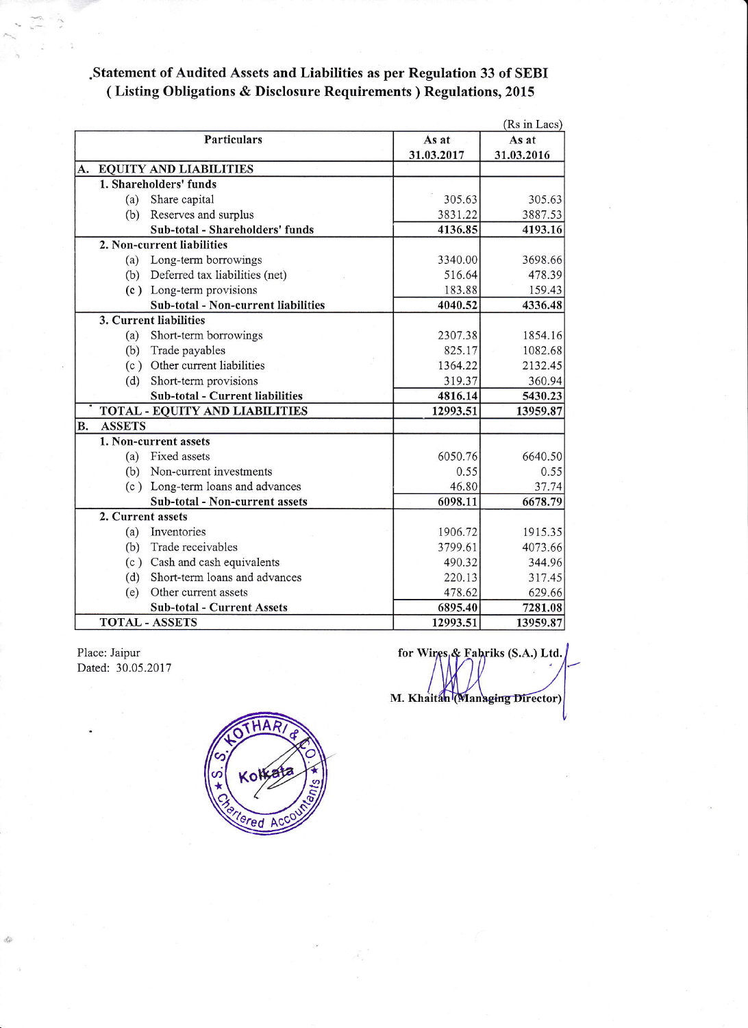# Statement of Audited Assets and Liabilities as per Regulation 33 of SEBI ( Listing Obligations & Disclosure Requirements ) Regulations, 2015

(Rs in Lacs)

| Particulars | As at 31.03.2017 | As at 31.03.2016 |
|---|---|---|
| **A. EQUITY AND LIABILITIES** | | |
| **1. Shareholders' funds** | | |
| (a) Share capital | 305.63 | 305.63 |
| (b) Reserves and surplus | 3831.22 | 3887.53 |
| **Sub-total - Shareholders' funds** | **4136.85** | **4193.16** |
| **2. Non-current liabilities** | | |
| (a) Long-term borrowings | 3340.00 | 3698.66 |
| (b) Deferred tax liabilities (net) | 516.64 | 478.39 |
| (c) Long-term provisions | 183.88 | 159.43 |
| **Sub-total - Non-current liabilities** | **4040.52** | **4336.48** |
| **3. Current liabilities** | | |
| (a) Short-term borrowings | 2307.38 | 1854.16 |
| (b) Trade payables | 825.17 | 1082.68 |
| (c) Other current liabilities | 1364.22 | 2132.45 |
| (d) Short-term provisions | 319.37 | 360.94 |
| **Sub-total - Current liabilities** | **4816.14** | **5430.23** |
| **TOTAL - EQUITY AND LIABILITIES** | **12993.51** | **13959.87** |
| **B. ASSETS** | | |
| **1. Non-current assets** | | |
| (a) Fixed assets | 6050.76 | 6640.50 |
| (b) Non-current investments | 0.55 | 0.55 |
| (c) Long-term loans and advances | 46.80 | 37.74 |
| **Sub-total - Non-current assets** | **6098.11** | **6678.79** |
| **2. Current assets** | | |
| (a) Inventories | 1906.72 | 1915.35 |
| (b) Trade receivables | 3799.61 | 4073.66 |
| (c) Cash and cash equivalents | 490.32 | 344.96 |
| (d) Short-term loans and advances | 220.13 | 317.45 |
| (e) Other current assets | 478.62 | 629.66 |
| **Sub-total - Current Assets** | **6895.40** | **7281.08** |
| **TOTAL - ASSETS** | **12993.51** | **13959.87** |

Place: Jaipur
Dated: 30.05.2017

**for Wires & Fabriks (S.A.) Ltd.**

**M. Khaitan (Managing Director)**

S. S. Kothari & Co. Chartered Accountants Kolkata